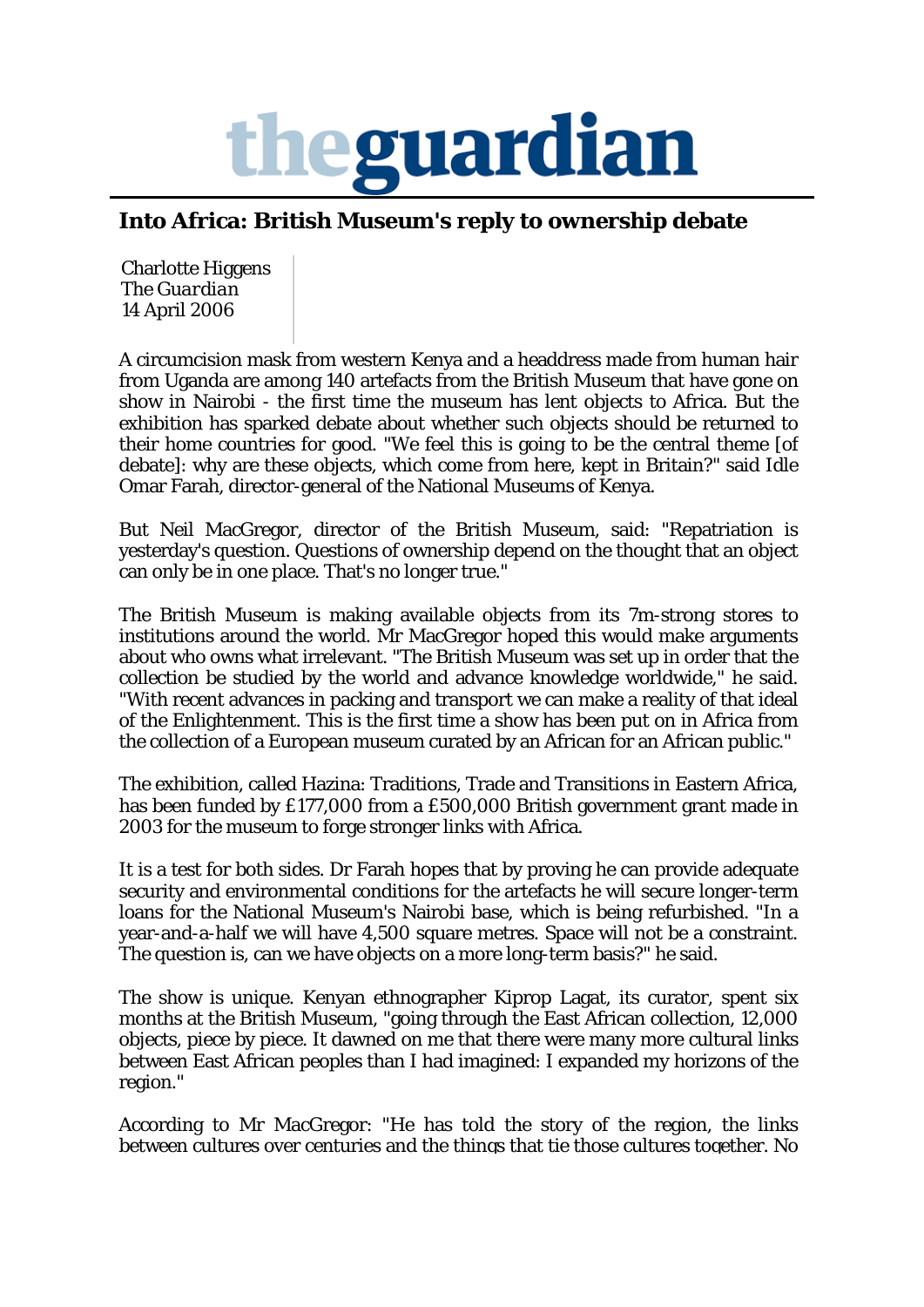# theguardian

## Into Africa: British Museum's reply to ownership debate

Charlotte Higgens
*The Guardian*
14 April 2006

A circumcision mask from western Kenya and a headdress made from human hair from Uganda are among 140 artefacts from the British Museum that have gone on show in Nairobi - the first time the museum has lent objects to Africa. But the exhibition has sparked debate about whether such objects should be returned to their home countries for good. "We feel this is going to be the central theme [of debate]: why are these objects, which come from here, kept in Britain?" said Idle Omar Farah, director-general of the National Museums of Kenya.

But Neil MacGregor, director of the British Museum, said: "Repatriation is yesterday's question. Questions of ownership depend on the thought that an object can only be in one place. That's no longer true."

The British Museum is making available objects from its 7m-strong stores to institutions around the world. Mr MacGregor hoped this would make arguments about who owns what irrelevant. "The British Museum was set up in order that the collection be studied by the world and advance knowledge worldwide," he said. "With recent advances in packing and transport we can make a reality of that ideal of the Enlightenment. This is the first time a show has been put on in Africa from the collection of a European museum curated by an African for an African public."

The exhibition, called Hazina: Traditions, Trade and Transitions in Eastern Africa, has been funded by £177,000 from a £500,000 British government grant made in 2003 for the museum to forge stronger links with Africa.

It is a test for both sides. Dr Farah hopes that by proving he can provide adequate security and environmental conditions for the artefacts he will secure longer-term loans for the National Museum's Nairobi base, which is being refurbished. "In a year-and-a-half we will have 4,500 square metres. Space will not be a constraint. The question is, can we have objects on a more long-term basis?" he said.

The show is unique. Kenyan ethnographer Kiprop Lagat, its curator, spent six months at the British Museum, "going through the East African collection, 12,000 objects, piece by piece. It dawned on me that there were many more cultural links between East African peoples than I had imagined: I expanded my horizons of the region."

According to Mr MacGregor: "He has told the story of the region, the links between cultures over centuries and the things that tie those cultures together. No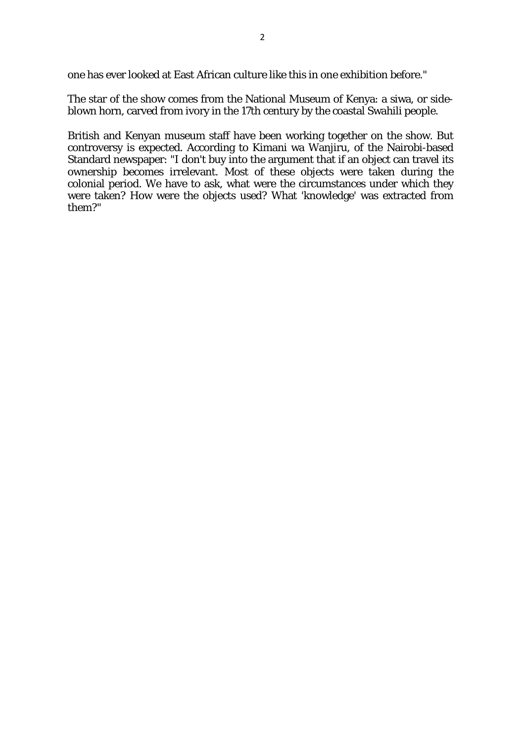one has ever looked at East African culture like this in one exhibition before."

The star of the show comes from the National Museum of Kenya: a siwa, or side-blown horn, carved from ivory in the 17th century by the coastal Swahili people.

British and Kenyan museum staff have been working together on the show. But controversy is expected. According to Kimani wa Wanjiru, of the Nairobi-based Standard newspaper: "I don't buy into the argument that if an object can travel its ownership becomes irrelevant. Most of these objects were taken during the colonial period. We have to ask, what were the circumstances under which they were taken? How were the objects used? What 'knowledge' was extracted from them?"